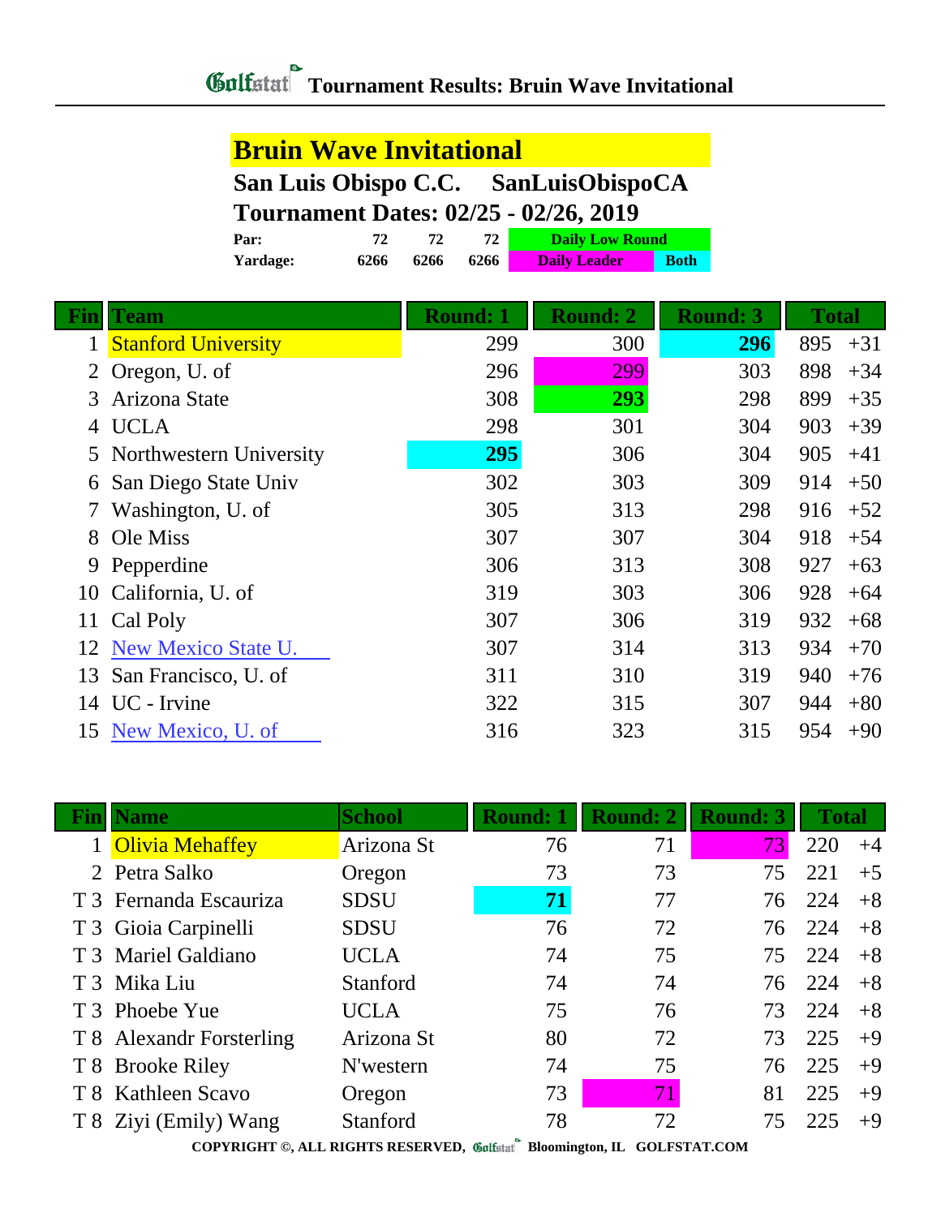# Tournament Results: Bruin Wave Invitational

## Bruin Wave Invitational

**San Luis Obispo C.C. SanLuisObispoCA**

**Tournament Dates: 02/25 - 02/26, 2019**

| | | | | |
|---|---|---|---|---|
| **Par:** | 72 | 72 | 72 | Daily Low Round |
| **Yardage:** | 6266 | 6266 | 6266 | Daily Leader / Both |

| Fin | Team | Round: 1 | Round: 2 | Round: 3 | Total | |
|---|---|---|---|---|---|---|
| 1 | Stanford University | 299 | 300 | **296** | 895 | +31 |
| 2 | Oregon, U. of | 296 | 299 | 303 | 898 | +34 |
| 3 | Arizona State | 308 | **293** | 298 | 899 | +35 |
| 4 | UCLA | 298 | 301 | 304 | 903 | +39 |
| 5 | Northwestern University | **295** | 306 | 304 | 905 | +41 |
| 6 | San Diego State Univ | 302 | 303 | 309 | 914 | +50 |
| 7 | Washington, U. of | 305 | 313 | 298 | 916 | +52 |
| 8 | Ole Miss | 307 | 307 | 304 | 918 | +54 |
| 9 | Pepperdine | 306 | 313 | 308 | 927 | +63 |
| 10 | California, U. of | 319 | 303 | 306 | 928 | +64 |
| 11 | Cal Poly | 307 | 306 | 319 | 932 | +68 |
| 12 | New Mexico State U. | 307 | 314 | 313 | 934 | +70 |
| 13 | San Francisco, U. of | 311 | 310 | 319 | 940 | +76 |
| 14 | UC - Irvine | 322 | 315 | 307 | 944 | +80 |
| 15 | New Mexico, U. of | 316 | 323 | 315 | 954 | +90 |

| Fin | Name | School | Round: 1 | Round: 2 | Round: 3 | Total | |
|---|---|---|---|---|---|---|---|
| 1 | Olivia Mehaffey | Arizona St | 76 | 71 | 73 | 220 | +4 |
| 2 | Petra Salko | Oregon | 73 | 73 | 75 | 221 | +5 |
| T 3 | Fernanda Escauriza | SDSU | **71** | 77 | 76 | 224 | +8 |
| T 3 | Gioia Carpinelli | SDSU | 76 | 72 | 76 | 224 | +8 |
| T 3 | Mariel Galdiano | UCLA | 74 | 75 | 75 | 224 | +8 |
| T 3 | Mika Liu | Stanford | 74 | 74 | 76 | 224 | +8 |
| T 3 | Phoebe Yue | UCLA | 75 | 76 | 73 | 224 | +8 |
| T 8 | Alexandr Forsterling | Arizona St | 80 | 72 | 73 | 225 | +9 |
| T 8 | Brooke Riley | N'western | 74 | 75 | 76 | 225 | +9 |
| T 8 | Kathleen Scavo | Oregon | 73 | 71 | 81 | 225 | +9 |
| T 8 | Ziyi (Emily) Wang | Stanford | 78 | 72 | 75 | 225 | +9 |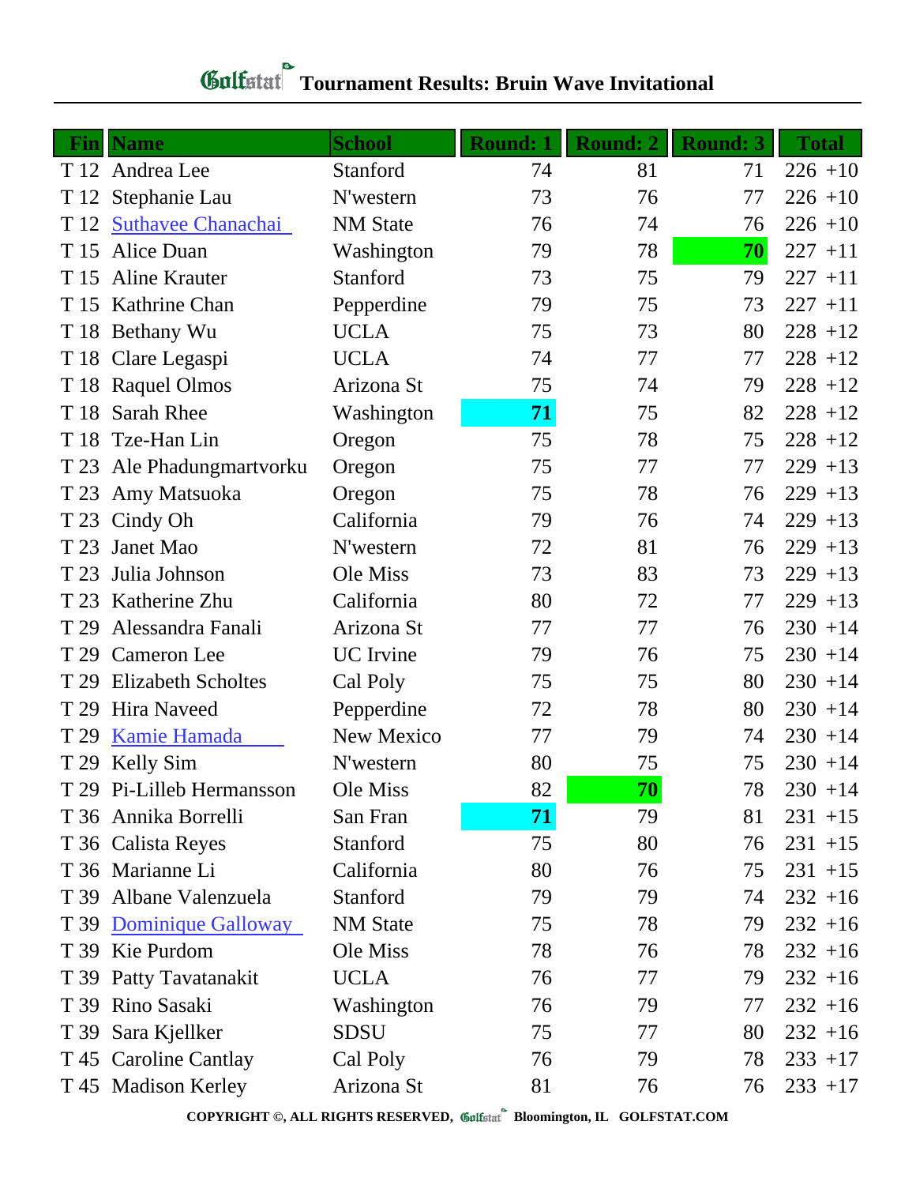# Golfstat Tournament Results: Bruin Wave Invitational

| Fin | Name | School | Round: 1 | Round: 2 | Round: 3 | Total |
|---|---|---|---|---|---|---|
| T 12 | Andrea Lee | Stanford | 74 | 81 | 71 | 226 +10 |
| T 12 | Stephanie Lau | N'western | 73 | 76 | 77 | 226 +10 |
| T 12 | Suthavee Chanachai | NM State | 76 | 74 | 76 | 226 +10 |
| T 15 | Alice Duan | Washington | 79 | 78 | **70** | 227 +11 |
| T 15 | Aline Krauter | Stanford | 73 | 75 | 79 | 227 +11 |
| T 15 | Kathrine Chan | Pepperdine | 79 | 75 | 73 | 227 +11 |
| T 18 | Bethany Wu | UCLA | 75 | 73 | 80 | 228 +12 |
| T 18 | Clare Legaspi | UCLA | 74 | 77 | 77 | 228 +12 |
| T 18 | Raquel Olmos | Arizona St | 75 | 74 | 79 | 228 +12 |
| T 18 | Sarah Rhee | Washington | **71** | 75 | 82 | 228 +12 |
| T 18 | Tze-Han Lin | Oregon | 75 | 78 | 75 | 228 +12 |
| T 23 | Ale Phadungmartvorku | Oregon | 75 | 77 | 77 | 229 +13 |
| T 23 | Amy Matsuoka | Oregon | 75 | 78 | 76 | 229 +13 |
| T 23 | Cindy Oh | California | 79 | 76 | 74 | 229 +13 |
| T 23 | Janet Mao | N'western | 72 | 81 | 76 | 229 +13 |
| T 23 | Julia Johnson | Ole Miss | 73 | 83 | 73 | 229 +13 |
| T 23 | Katherine Zhu | California | 80 | 72 | 77 | 229 +13 |
| T 29 | Alessandra Fanali | Arizona St | 77 | 77 | 76 | 230 +14 |
| T 29 | Cameron Lee | UC Irvine | 79 | 76 | 75 | 230 +14 |
| T 29 | Elizabeth Scholtes | Cal Poly | 75 | 75 | 80 | 230 +14 |
| T 29 | Hira Naveed | Pepperdine | 72 | 78 | 80 | 230 +14 |
| T 29 | Kamie Hamada | New Mexico | 77 | 79 | 74 | 230 +14 |
| T 29 | Kelly Sim | N'western | 80 | 75 | 75 | 230 +14 |
| T 29 | Pi-Lilleb Hermansson | Ole Miss | 82 | **70** | 78 | 230 +14 |
| T 36 | Annika Borrelli | San Fran | **71** | 79 | 81 | 231 +15 |
| T 36 | Calista Reyes | Stanford | 75 | 80 | 76 | 231 +15 |
| T 36 | Marianne Li | California | 80 | 76 | 75 | 231 +15 |
| T 39 | Albane Valenzuela | Stanford | 79 | 79 | 74 | 232 +16 |
| T 39 | Dominique Galloway | NM State | 75 | 78 | 79 | 232 +16 |
| T 39 | Kie Purdom | Ole Miss | 78 | 76 | 78 | 232 +16 |
| T 39 | Patty Tavatanakit | UCLA | 76 | 77 | 79 | 232 +16 |
| T 39 | Rino Sasaki | Washington | 76 | 79 | 77 | 232 +16 |
| T 39 | Sara Kjellker | SDSU | 75 | 77 | 80 | 232 +16 |
| T 45 | Caroline Cantlay | Cal Poly | 76 | 79 | 78 | 233 +17 |
| T 45 | Madison Kerley | Arizona St | 81 | 76 | 76 | 233 +17 |

COPYRIGHT ©, ALL RIGHTS RESERVED, Golfstat Bloomington, IL GOLFSTAT.COM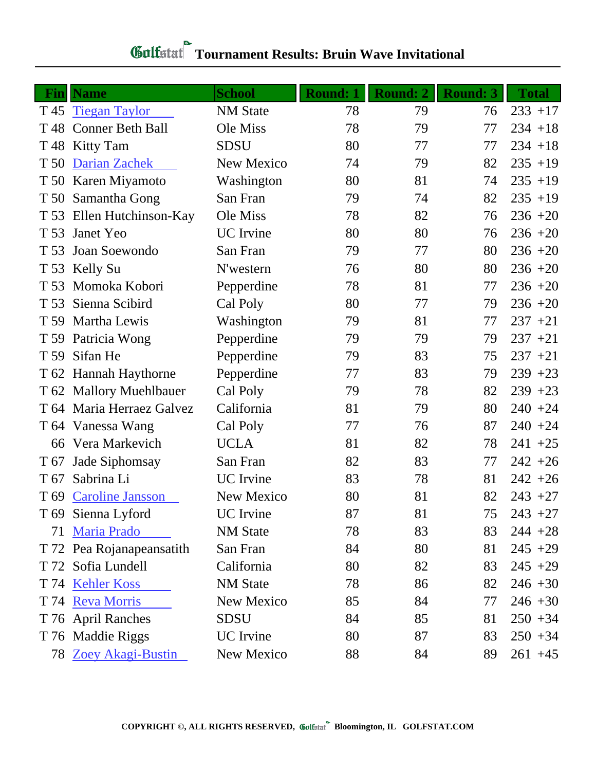# Golfstat Tournament Results: Bruin Wave Invitational

| Fin | Name | School | Round: 1 | Round: 2 | Round: 3 | Total | |
|---|---|---|---|---|---|---|---|
| T 45 | Tiegan Taylor | NM State | 78 | 79 | 76 | 233 | +17 |
| T 48 | Conner Beth Ball | Ole Miss | 78 | 79 | 77 | 234 | +18 |
| T 48 | Kitty Tam | SDSU | 80 | 77 | 77 | 234 | +18 |
| T 50 | Darian Zachek | New Mexico | 74 | 79 | 82 | 235 | +19 |
| T 50 | Karen Miyamoto | Washington | 80 | 81 | 74 | 235 | +19 |
| T 50 | Samantha Gong | San Fran | 79 | 74 | 82 | 235 | +19 |
| T 53 | Ellen Hutchinson-Kay | Ole Miss | 78 | 82 | 76 | 236 | +20 |
| T 53 | Janet Yeo | UC Irvine | 80 | 80 | 76 | 236 | +20 |
| T 53 | Joan Soewondo | San Fran | 79 | 77 | 80 | 236 | +20 |
| T 53 | Kelly Su | N'western | 76 | 80 | 80 | 236 | +20 |
| T 53 | Momoka Kobori | Pepperdine | 78 | 81 | 77 | 236 | +20 |
| T 53 | Sienna Scibird | Cal Poly | 80 | 77 | 79 | 236 | +20 |
| T 59 | Martha Lewis | Washington | 79 | 81 | 77 | 237 | +21 |
| T 59 | Patricia Wong | Pepperdine | 79 | 79 | 79 | 237 | +21 |
| T 59 | Sifan He | Pepperdine | 79 | 83 | 75 | 237 | +21 |
| T 62 | Hannah Haythorne | Pepperdine | 77 | 83 | 79 | 239 | +23 |
| T 62 | Mallory Muehlbauer | Cal Poly | 79 | 78 | 82 | 239 | +23 |
| T 64 | Maria Herraez Galvez | California | 81 | 79 | 80 | 240 | +24 |
| T 64 | Vanessa Wang | Cal Poly | 77 | 76 | 87 | 240 | +24 |
| 66 | Vera Markevich | UCLA | 81 | 82 | 78 | 241 | +25 |
| T 67 | Jade Siphomsay | San Fran | 82 | 83 | 77 | 242 | +26 |
| T 67 | Sabrina Li | UC Irvine | 83 | 78 | 81 | 242 | +26 |
| T 69 | Caroline Jansson | New Mexico | 80 | 81 | 82 | 243 | +27 |
| T 69 | Sienna Lyford | UC Irvine | 87 | 81 | 75 | 243 | +27 |
| 71 | Maria Prado | NM State | 78 | 83 | 83 | 244 | +28 |
| T 72 | Pea Rojanapeansatith | San Fran | 84 | 80 | 81 | 245 | +29 |
| T 72 | Sofia Lundell | California | 80 | 82 | 83 | 245 | +29 |
| T 74 | Kehler Koss | NM State | 78 | 86 | 82 | 246 | +30 |
| T 74 | Reva Morris | New Mexico | 85 | 84 | 77 | 246 | +30 |
| T 76 | April Ranches | SDSU | 84 | 85 | 81 | 250 | +34 |
| T 76 | Maddie Riggs | UC Irvine | 80 | 87 | 83 | 250 | +34 |
| 78 | Zoey Akagi-Bustin | New Mexico | 88 | 84 | 89 | 261 | +45 |

**COPYRIGHT ©, ALL RIGHTS RESERVED, Golfstat Bloomington, IL GOLFSTAT.COM**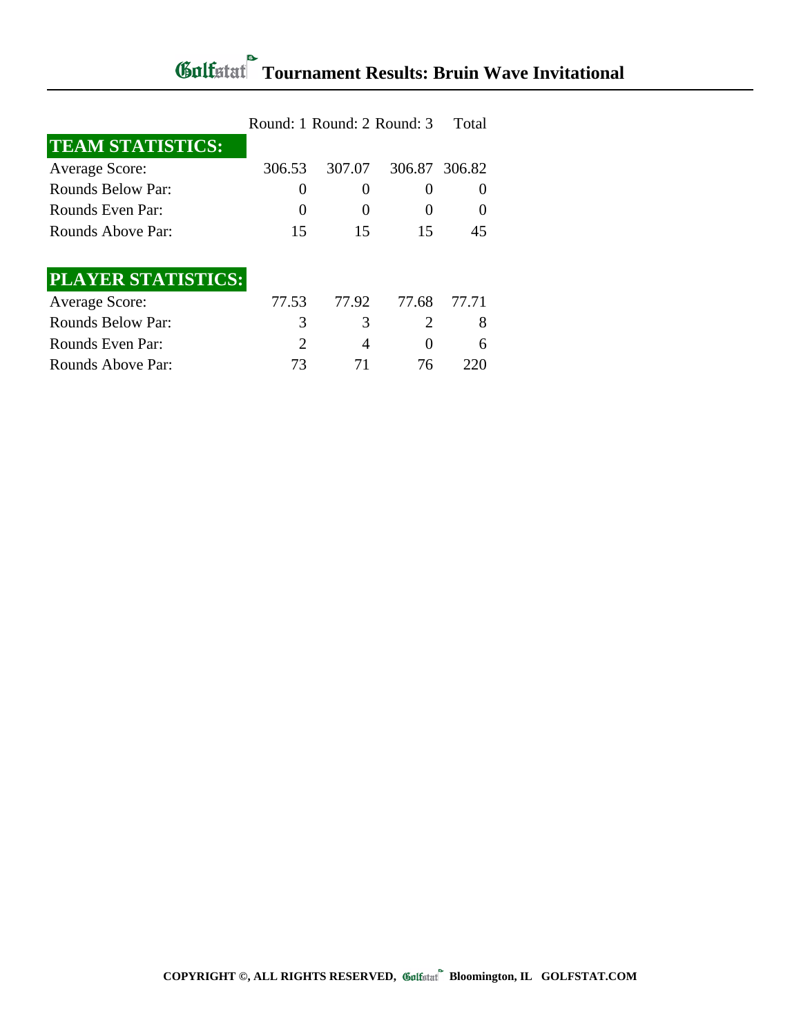# Golfstat Tournament Results: Bruin Wave Invitational

| | Round: 1 | Round: 2 | Round: 3 | Total |
|---|---|---|---|---|
| **TEAM STATISTICS:** | | | | |
| Average Score: | 306.53 | 307.07 | 306.87 | 306.82 |
| Rounds Below Par: | 0 | 0 | 0 | 0 |
| Rounds Even Par: | 0 | 0 | 0 | 0 |
| Rounds Above Par: | 15 | 15 | 15 | 45 |
| **PLAYER STATISTICS:** | | | | |
| Average Score: | 77.53 | 77.92 | 77.68 | 77.71 |
| Rounds Below Par: | 3 | 3 | 2 | 8 |
| Rounds Even Par: | 2 | 4 | 0 | 6 |
| Rounds Above Par: | 73 | 71 | 76 | 220 |

**COPYRIGHT ©, ALL RIGHTS RESERVED, Golfstat Bloomington, IL GOLFSTAT.COM**